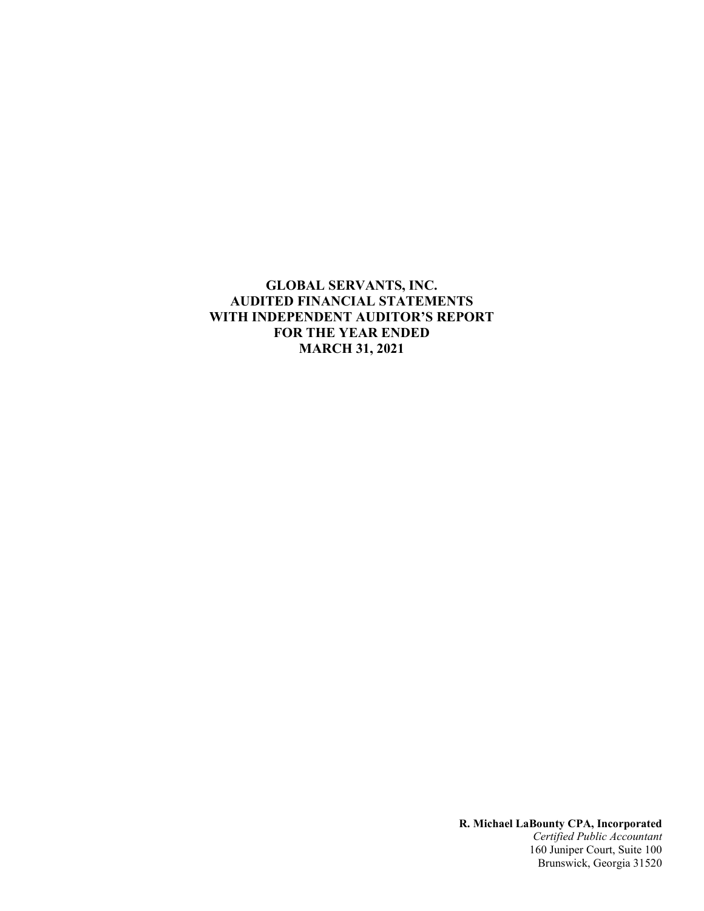# GLOBAL SERVANTS, INC.
# AUDITED FINANCIAL STATEMENTS
# WITH INDEPENDENT AUDITOR'S REPORT
# FOR THE YEAR ENDED
# MARCH 31, 2021

**R. Michael LaBounty CPA, Incorporated**
*Certified Public Accountant*
160 Juniper Court, Suite 100
Brunswick, Georgia 31520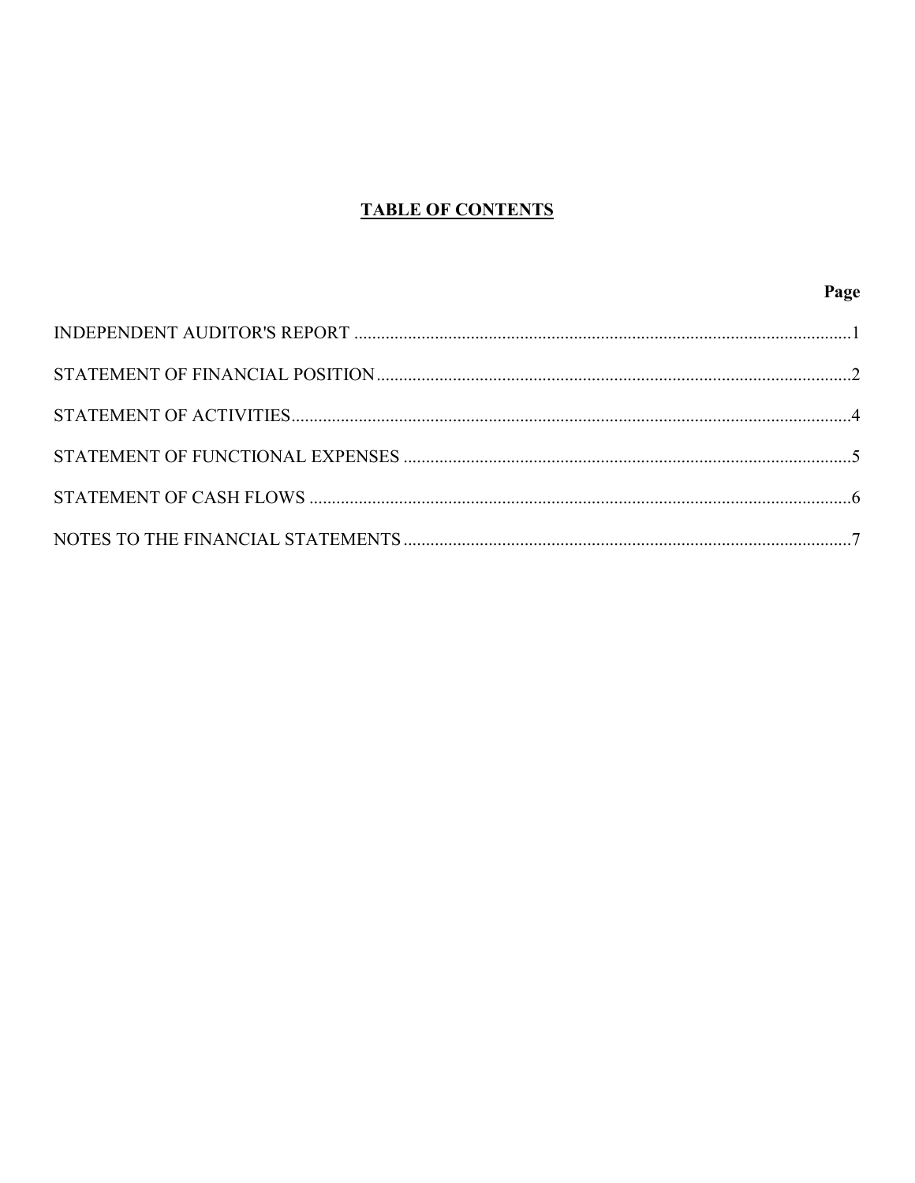# TABLE OF CONTENTS

| | Page |
|---|---|
| INDEPENDENT AUDITOR'S REPORT | 1 |
| STATEMENT OF FINANCIAL POSITION | 2 |
| STATEMENT OF ACTIVITIES | 4 |
| STATEMENT OF FUNCTIONAL EXPENSES | 5 |
| STATEMENT OF CASH FLOWS | 6 |
| NOTES TO THE FINANCIAL STATEMENTS | 7 |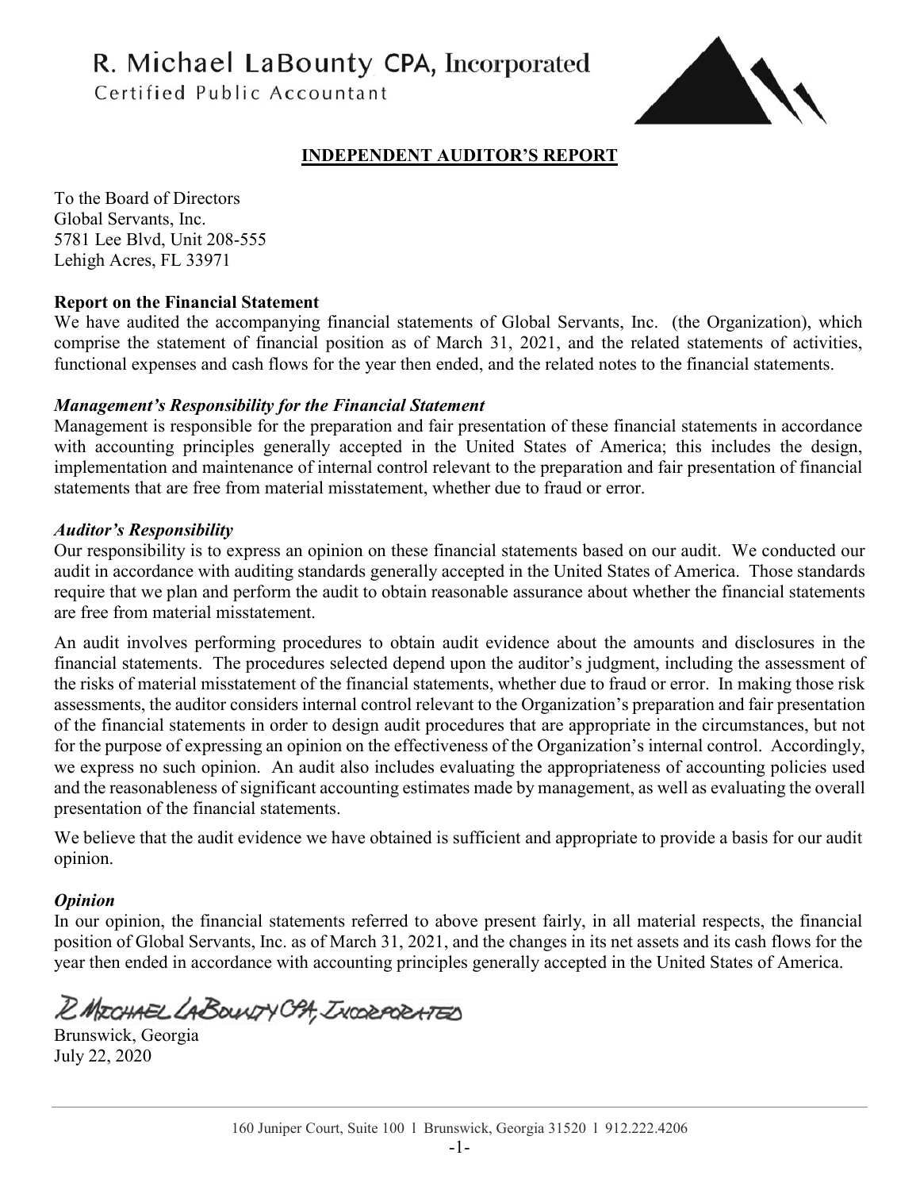# R. Michael LaBounty CPA, Incorporated

Certified Public Accountant

## INDEPENDENT AUDITOR'S REPORT

To the Board of Directors
Global Servants, Inc.
5781 Lee Blvd, Unit 208-555
Lehigh Acres, FL 33971

**Report on the Financial Statement**

We have audited the accompanying financial statements of Global Servants, Inc. (the Organization), which comprise the statement of financial position as of March 31, 2021, and the related statements of activities, functional expenses and cash flows for the year then ended, and the related notes to the financial statements.

***Management's Responsibility for the Financial Statement***

Management is responsible for the preparation and fair presentation of these financial statements in accordance with accounting principles generally accepted in the United States of America; this includes the design, implementation and maintenance of internal control relevant to the preparation and fair presentation of financial statements that are free from material misstatement, whether due to fraud or error.

***Auditor's Responsibility***

Our responsibility is to express an opinion on these financial statements based on our audit. We conducted our audit in accordance with auditing standards generally accepted in the United States of America. Those standards require that we plan and perform the audit to obtain reasonable assurance about whether the financial statements are free from material misstatement.

An audit involves performing procedures to obtain audit evidence about the amounts and disclosures in the financial statements. The procedures selected depend upon the auditor's judgment, including the assessment of the risks of material misstatement of the financial statements, whether due to fraud or error. In making those risk assessments, the auditor considers internal control relevant to the Organization's preparation and fair presentation of the financial statements in order to design audit procedures that are appropriate in the circumstances, but not for the purpose of expressing an opinion on the effectiveness of the Organization's internal control. Accordingly, we express no such opinion. An audit also includes evaluating the appropriateness of accounting policies used and the reasonableness of significant accounting estimates made by management, as well as evaluating the overall presentation of the financial statements.

We believe that the audit evidence we have obtained is sufficient and appropriate to provide a basis for our audit opinion.

***Opinion***

In our opinion, the financial statements referred to above present fairly, in all material respects, the financial position of Global Servants, Inc. as of March 31, 2021, and the changes in its net assets and its cash flows for the year then ended in accordance with accounting principles generally accepted in the United States of America.

R. Michael LaBounty CPA, Incorporated

Brunswick, Georgia
July 22, 2020

160 Juniper Court, Suite 100 | Brunswick, Georgia 31520 | 912.222.4206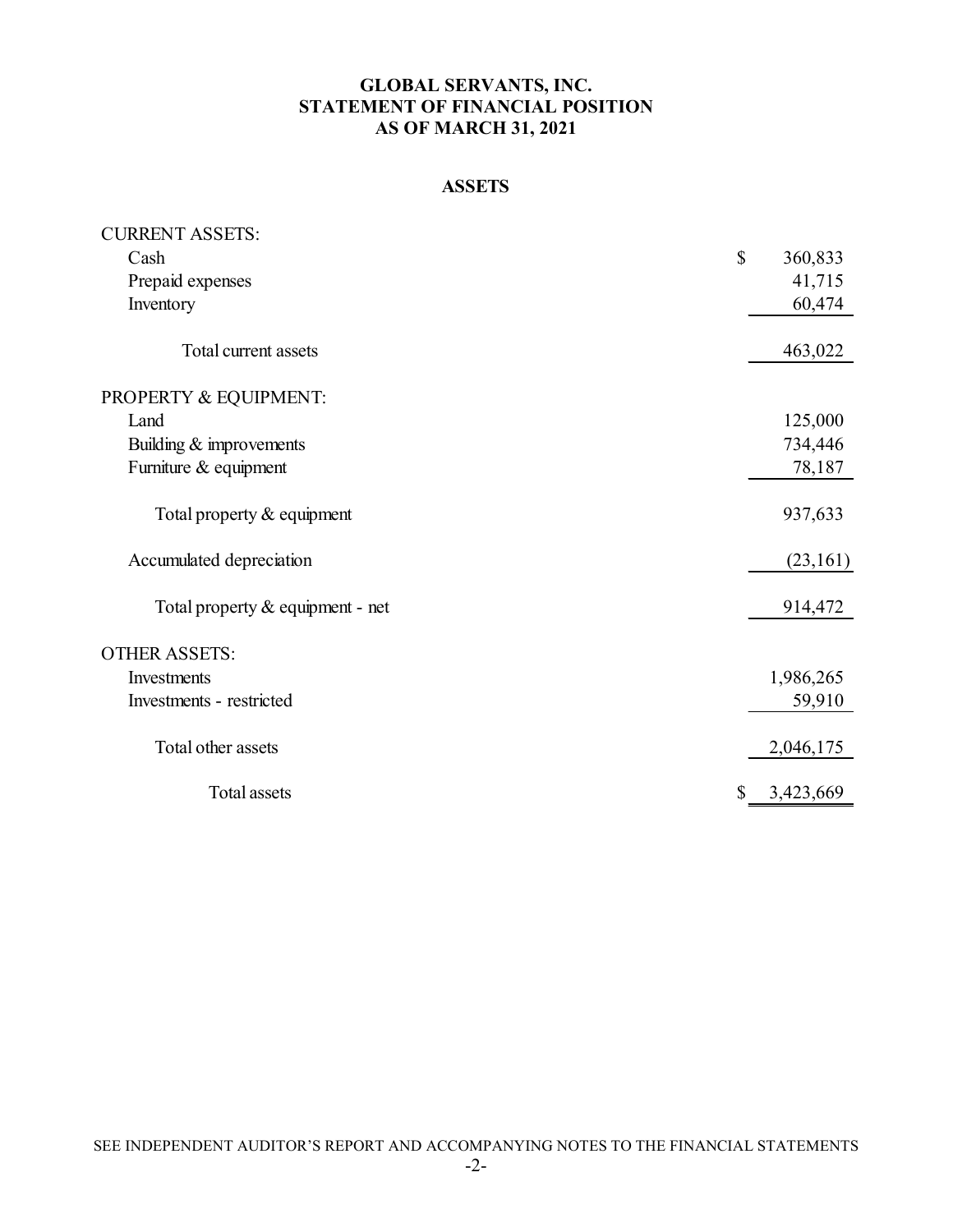# GLOBAL SERVANTS, INC.
# STATEMENT OF FINANCIAL POSITION
# AS OF MARCH 31, 2021

## ASSETS

| | |
|---|---|
| CURRENT ASSETS: | |
| Cash | $ 360,833 |
| Prepaid expenses | 41,715 |
| Inventory | 60,474 |
| Total current assets | 463,022 |
| PROPERTY & EQUIPMENT: | |
| Land | 125,000 |
| Building & improvements | 734,446 |
| Furniture & equipment | 78,187 |
| Total property & equipment | 937,633 |
| Accumulated depreciation | (23,161) |
| Total property & equipment - net | 914,472 |
| OTHER ASSETS: | |
| Investments | 1,986,265 |
| Investments - restricted | 59,910 |
| Total other assets | 2,046,175 |
| Total assets | $ 3,423,669 |

SEE INDEPENDENT AUDITOR'S REPORT AND ACCOMPANYING NOTES TO THE FINANCIAL STATEMENTS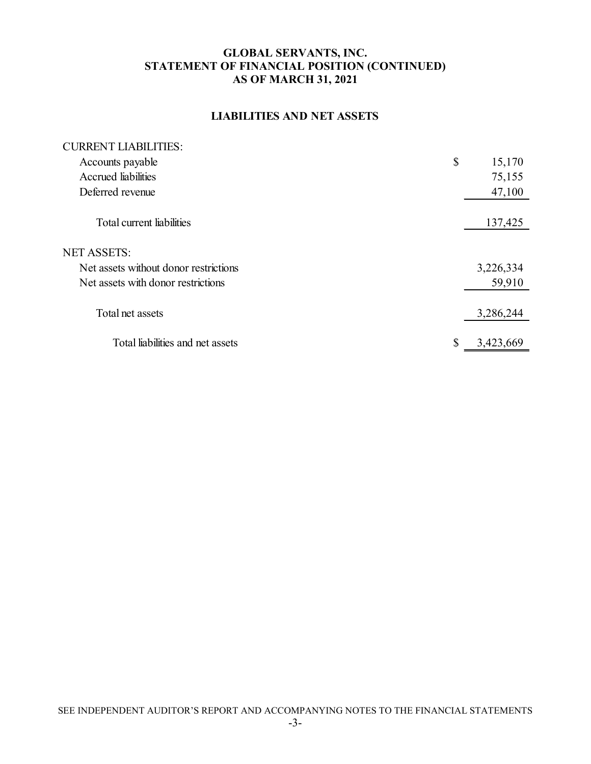# GLOBAL SERVANTS, INC.
## STATEMENT OF FINANCIAL POSITION (CONTINUED)
## AS OF MARCH 31, 2021

### LIABILITIES AND NET ASSETS

| | |
|---|---|
| CURRENT LIABILITIES: | |
| Accounts payable | $ 15,170 |
| Accrued liabilities | 75,155 |
| Deferred revenue | 47,100 |
| Total current liabilities | 137,425 |
| NET ASSETS: | |
| Net assets without donor restrictions | 3,226,334 |
| Net assets with donor restrictions | 59,910 |
| Total net assets | 3,286,244 |
| Total liabilities and net assets | $ 3,423,669 |

SEE INDEPENDENT AUDITOR'S REPORT AND ACCOMPANYING NOTES TO THE FINANCIAL STATEMENTS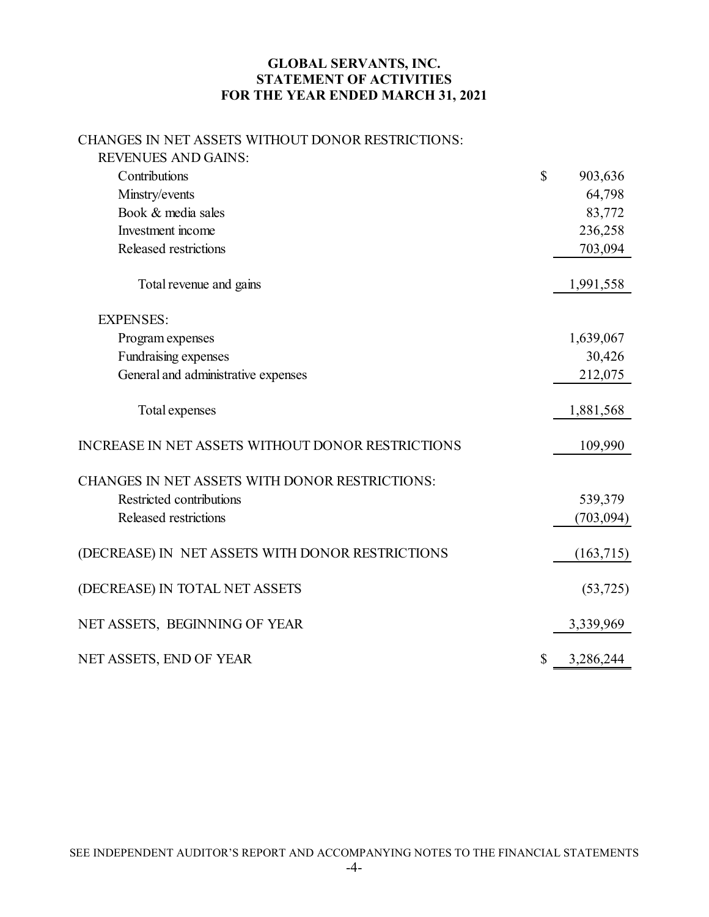# GLOBAL SERVANTS, INC.
## STATEMENT OF ACTIVITIES
## FOR THE YEAR ENDED MARCH 31, 2021

| | |
|---|---|
| CHANGES IN NET ASSETS WITHOUT DONOR RESTRICTIONS: | |
| REVENUES AND GAINS: | |
| Contributions | $ 903,636 |
| Minstry/events | 64,798 |
| Book & media sales | 83,772 |
| Investment income | 236,258 |
| Released restrictions | 703,094 |
| Total revenue and gains | 1,991,558 |
| EXPENSES: | |
| Program expenses | 1,639,067 |
| Fundraising expenses | 30,426 |
| General and administrative expenses | 212,075 |
| Total expenses | 1,881,568 |
| INCREASE IN NET ASSETS WITHOUT DONOR RESTRICTIONS | 109,990 |
| CHANGES IN NET ASSETS WITH DONOR RESTRICTIONS: | |
| Restricted contributions | 539,379 |
| Released restrictions | (703,094) |
| (DECREASE) IN NET ASSETS WITH DONOR RESTRICTIONS | (163,715) |
| (DECREASE) IN TOTAL NET ASSETS | (53,725) |
| NET ASSETS, BEGINNING OF YEAR | 3,339,969 |
| NET ASSETS, END OF YEAR | $ 3,286,244 |

SEE INDEPENDENT AUDITOR'S REPORT AND ACCOMPANYING NOTES TO THE FINANCIAL STATEMENTS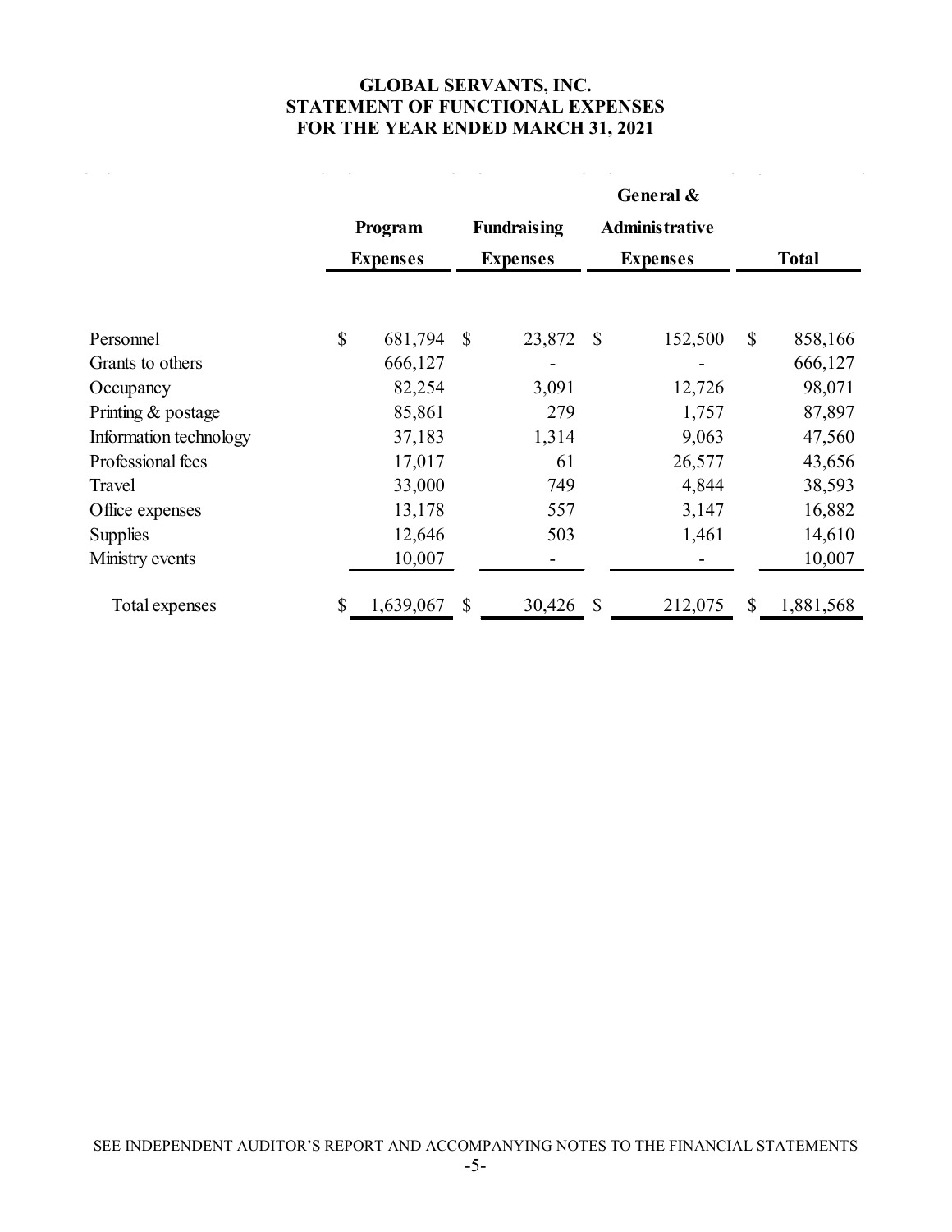# GLOBAL SERVANTS, INC.
## STATEMENT OF FUNCTIONAL EXPENSES
## FOR THE YEAR ENDED MARCH 31, 2021

| | Program Expenses | Fundraising Expenses | General & Administrative Expenses | Total |
|---|---|---|---|---|
| Personnel | $ 681,794 | $ 23,872 | $ 152,500 | $ 858,166 |
| Grants to others | 666,127 | - | - | 666,127 |
| Occupancy | 82,254 | 3,091 | 12,726 | 98,071 |
| Printing & postage | 85,861 | 279 | 1,757 | 87,897 |
| Information technology | 37,183 | 1,314 | 9,063 | 47,560 |
| Professional fees | 17,017 | 61 | 26,577 | 43,656 |
| Travel | 33,000 | 749 | 4,844 | 38,593 |
| Office expenses | 13,178 | 557 | 3,147 | 16,882 |
| Supplies | 12,646 | 503 | 1,461 | 14,610 |
| Ministry events | 10,007 | - | - | 10,007 |
| Total expenses | $ 1,639,067 | $ 30,426 | $ 212,075 | $ 1,881,568 |

SEE INDEPENDENT AUDITOR'S REPORT AND ACCOMPANYING NOTES TO THE FINANCIAL STATEMENTS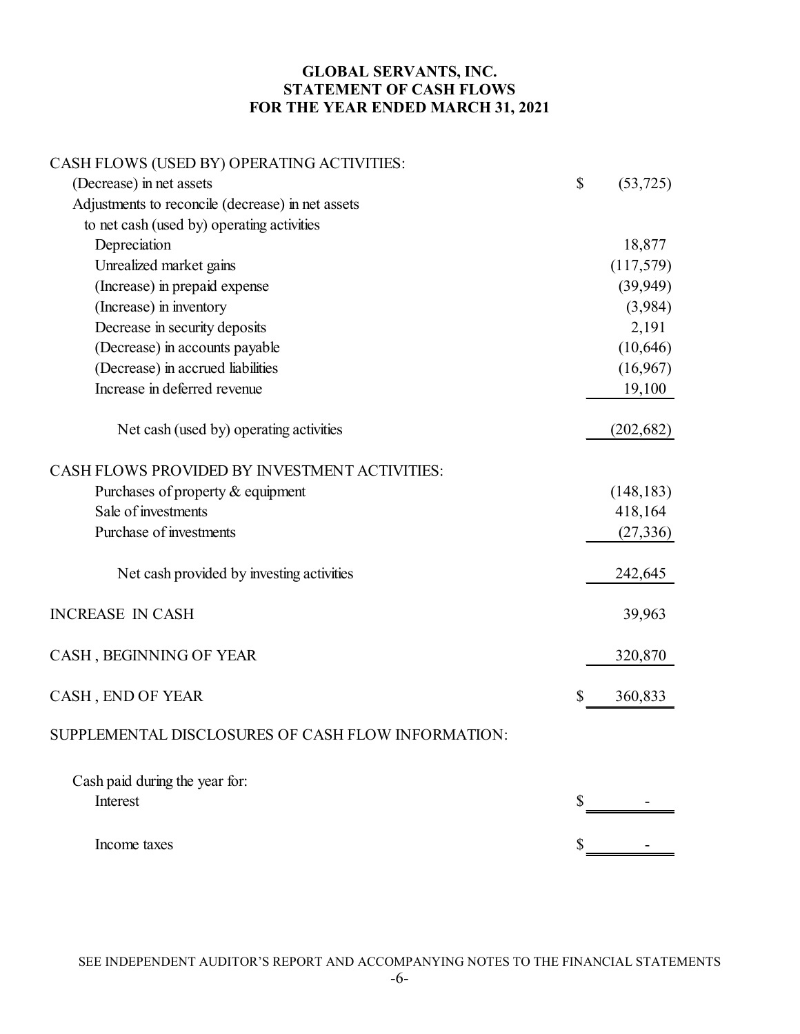# GLOBAL SERVANTS, INC.
## STATEMENT OF CASH FLOWS
## FOR THE YEAR ENDED MARCH 31, 2021

| | |
|---|---|
| CASH FLOWS (USED BY) OPERATING ACTIVITIES: | |
| (Decrease) in net assets | $ (53,725) |
| Adjustments to reconcile (decrease) in net assets to net cash (used by) operating activities | |
| Depreciation | 18,877 |
| Unrealized market gains | (117,579) |
| (Increase) in prepaid expense | (39,949) |
| (Increase) in inventory | (3,984) |
| Decrease in security deposits | 2,191 |
| (Decrease) in accounts payable | (10,646) |
| (Decrease) in accrued liabilities | (16,967) |
| Increase in deferred revenue | 19,100 |
| Net cash (used by) operating activities | (202,682) |
| CASH FLOWS PROVIDED BY INVESTMENT ACTIVITIES: | |
| Purchases of property & equipment | (148,183) |
| Sale of investments | 418,164 |
| Purchase of investments | (27,336) |
| Net cash provided by investing activities | 242,645 |
| INCREASE IN CASH | 39,963 |
| CASH , BEGINNING OF YEAR | 320,870 |
| CASH , END OF YEAR | $ 360,833 |

SUPPLEMENTAL DISCLOSURES OF CASH FLOW INFORMATION:

| | |
|---|---|
| Cash paid during the year for: | |
| Interest | $ - |
| Income taxes | $ - |

SEE INDEPENDENT AUDITOR'S REPORT AND ACCOMPANYING NOTES TO THE FINANCIAL STATEMENTS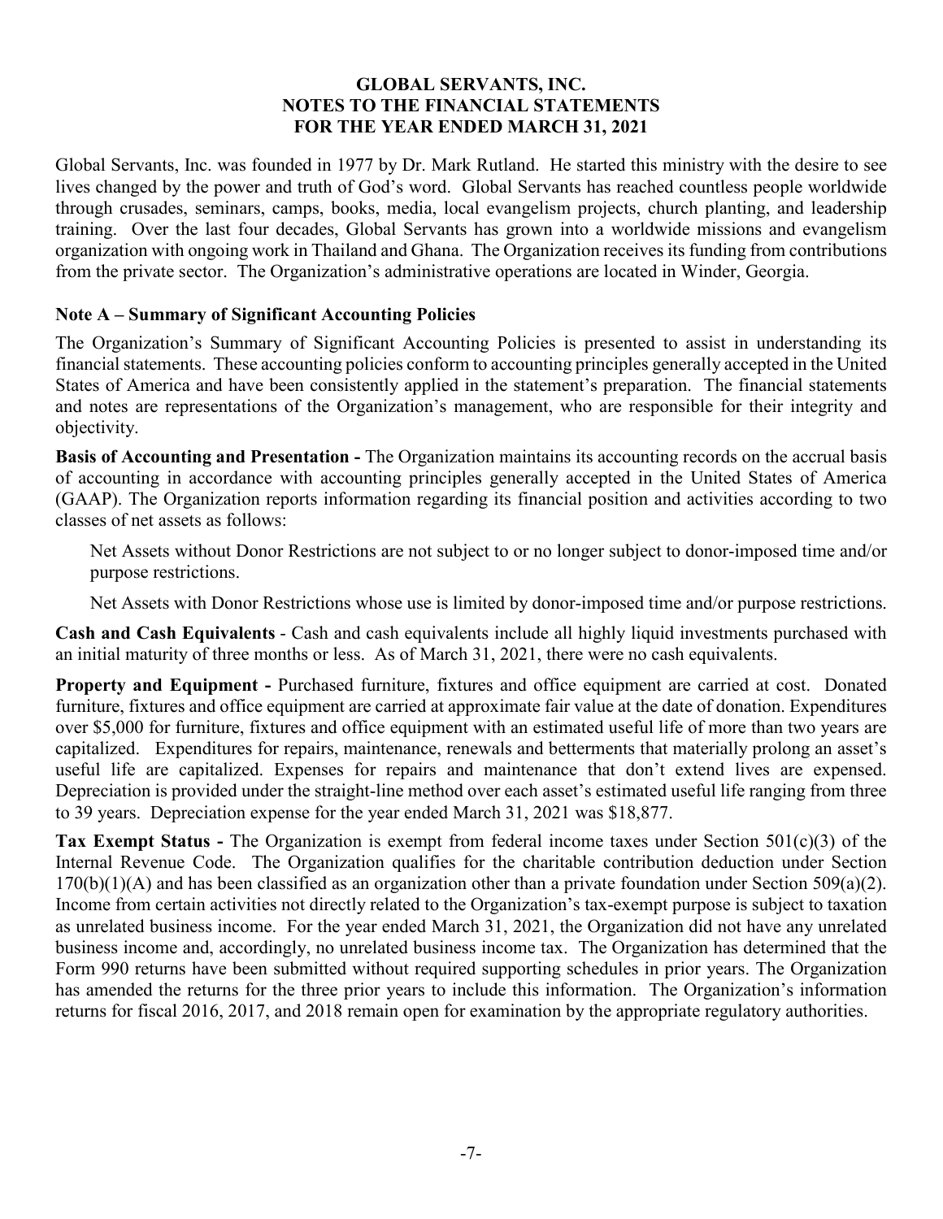# GLOBAL SERVANTS, INC.
## NOTES TO THE FINANCIAL STATEMENTS
## FOR THE YEAR ENDED MARCH 31, 2021

Global Servants, Inc. was founded in 1977 by Dr. Mark Rutland. He started this ministry with the desire to see lives changed by the power and truth of God's word. Global Servants has reached countless people worldwide through crusades, seminars, camps, books, media, local evangelism projects, church planting, and leadership training. Over the last four decades, Global Servants has grown into a worldwide missions and evangelism organization with ongoing work in Thailand and Ghana. The Organization receives its funding from contributions from the private sector. The Organization's administrative operations are located in Winder, Georgia.

### Note A – Summary of Significant Accounting Policies

The Organization's Summary of Significant Accounting Policies is presented to assist in understanding its financial statements. These accounting policies conform to accounting principles generally accepted in the United States of America and have been consistently applied in the statement's preparation. The financial statements and notes are representations of the Organization's management, who are responsible for their integrity and objectivity.

**Basis of Accounting and Presentation -** The Organization maintains its accounting records on the accrual basis of accounting in accordance with accounting principles generally accepted in the United States of America (GAAP). The Organization reports information regarding its financial position and activities according to two classes of net assets as follows:

Net Assets without Donor Restrictions are not subject to or no longer subject to donor-imposed time and/or purpose restrictions.

Net Assets with Donor Restrictions whose use is limited by donor-imposed time and/or purpose restrictions.

**Cash and Cash Equivalents** - Cash and cash equivalents include all highly liquid investments purchased with an initial maturity of three months or less. As of March 31, 2021, there were no cash equivalents.

**Property and Equipment -** Purchased furniture, fixtures and office equipment are carried at cost. Donated furniture, fixtures and office equipment are carried at approximate fair value at the date of donation. Expenditures over $5,000 for furniture, fixtures and office equipment with an estimated useful life of more than two years are capitalized. Expenditures for repairs, maintenance, renewals and betterments that materially prolong an asset's useful life are capitalized. Expenses for repairs and maintenance that don't extend lives are expensed. Depreciation is provided under the straight-line method over each asset's estimated useful life ranging from three to 39 years. Depreciation expense for the year ended March 31, 2021 was $18,877.

**Tax Exempt Status -** The Organization is exempt from federal income taxes under Section 501(c)(3) of the Internal Revenue Code. The Organization qualifies for the charitable contribution deduction under Section 170(b)(1)(A) and has been classified as an organization other than a private foundation under Section 509(a)(2). Income from certain activities not directly related to the Organization's tax-exempt purpose is subject to taxation as unrelated business income. For the year ended March 31, 2021, the Organization did not have any unrelated business income and, accordingly, no unrelated business income tax. The Organization has determined that the Form 990 returns have been submitted without required supporting schedules in prior years. The Organization has amended the returns for the three prior years to include this information. The Organization's information returns for fiscal 2016, 2017, and 2018 remain open for examination by the appropriate regulatory authorities.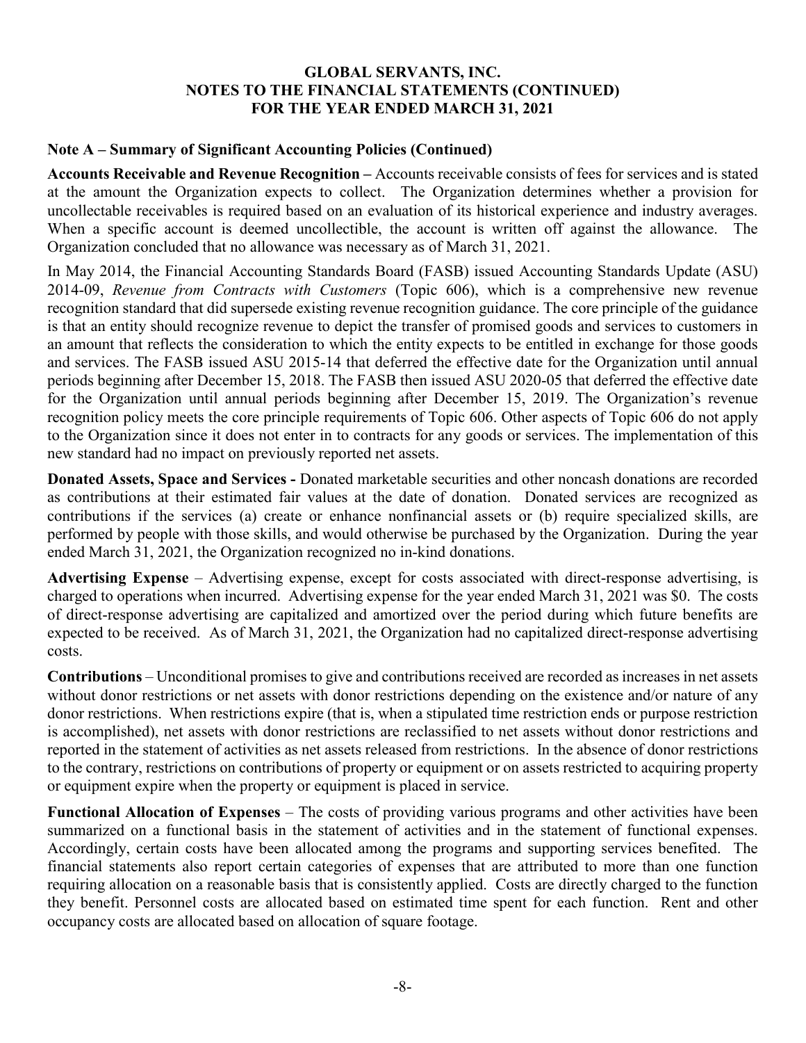# GLOBAL SERVANTS, INC.
## NOTES TO THE FINANCIAL STATEMENTS (CONTINUED)
## FOR THE YEAR ENDED MARCH 31, 2021

### Note A – Summary of Significant Accounting Policies (Continued)

**Accounts Receivable and Revenue Recognition –** Accounts receivable consists of fees for services and is stated at the amount the Organization expects to collect. The Organization determines whether a provision for uncollectable receivables is required based on an evaluation of its historical experience and industry averages. When a specific account is deemed uncollectible, the account is written off against the allowance. The Organization concluded that no allowance was necessary as of March 31, 2021.

In May 2014, the Financial Accounting Standards Board (FASB) issued Accounting Standards Update (ASU) 2014-09, *Revenue from Contracts with Customers* (Topic 606), which is a comprehensive new revenue recognition standard that did supersede existing revenue recognition guidance. The core principle of the guidance is that an entity should recognize revenue to depict the transfer of promised goods and services to customers in an amount that reflects the consideration to which the entity expects to be entitled in exchange for those goods and services. The FASB issued ASU 2015-14 that deferred the effective date for the Organization until annual periods beginning after December 15, 2018. The FASB then issued ASU 2020-05 that deferred the effective date for the Organization until annual periods beginning after December 15, 2019. The Organization's revenue recognition policy meets the core principle requirements of Topic 606. Other aspects of Topic 606 do not apply to the Organization since it does not enter in to contracts for any goods or services. The implementation of this new standard had no impact on previously reported net assets.

**Donated Assets, Space and Services -** Donated marketable securities and other noncash donations are recorded as contributions at their estimated fair values at the date of donation. Donated services are recognized as contributions if the services (a) create or enhance nonfinancial assets or (b) require specialized skills, are performed by people with those skills, and would otherwise be purchased by the Organization. During the year ended March 31, 2021, the Organization recognized no in-kind donations.

**Advertising Expense** – Advertising expense, except for costs associated with direct-response advertising, is charged to operations when incurred. Advertising expense for the year ended March 31, 2021 was $0. The costs of direct-response advertising are capitalized and amortized over the period during which future benefits are expected to be received. As of March 31, 2021, the Organization had no capitalized direct-response advertising costs.

**Contributions** – Unconditional promises to give and contributions received are recorded as increases in net assets without donor restrictions or net assets with donor restrictions depending on the existence and/or nature of any donor restrictions. When restrictions expire (that is, when a stipulated time restriction ends or purpose restriction is accomplished), net assets with donor restrictions are reclassified to net assets without donor restrictions and reported in the statement of activities as net assets released from restrictions. In the absence of donor restrictions to the contrary, restrictions on contributions of property or equipment or on assets restricted to acquiring property or equipment expire when the property or equipment is placed in service.

**Functional Allocation of Expenses** – The costs of providing various programs and other activities have been summarized on a functional basis in the statement of activities and in the statement of functional expenses. Accordingly, certain costs have been allocated among the programs and supporting services benefited. The financial statements also report certain categories of expenses that are attributed to more than one function requiring allocation on a reasonable basis that is consistently applied. Costs are directly charged to the function they benefit. Personnel costs are allocated based on estimated time spent for each function. Rent and other occupancy costs are allocated based on allocation of square footage.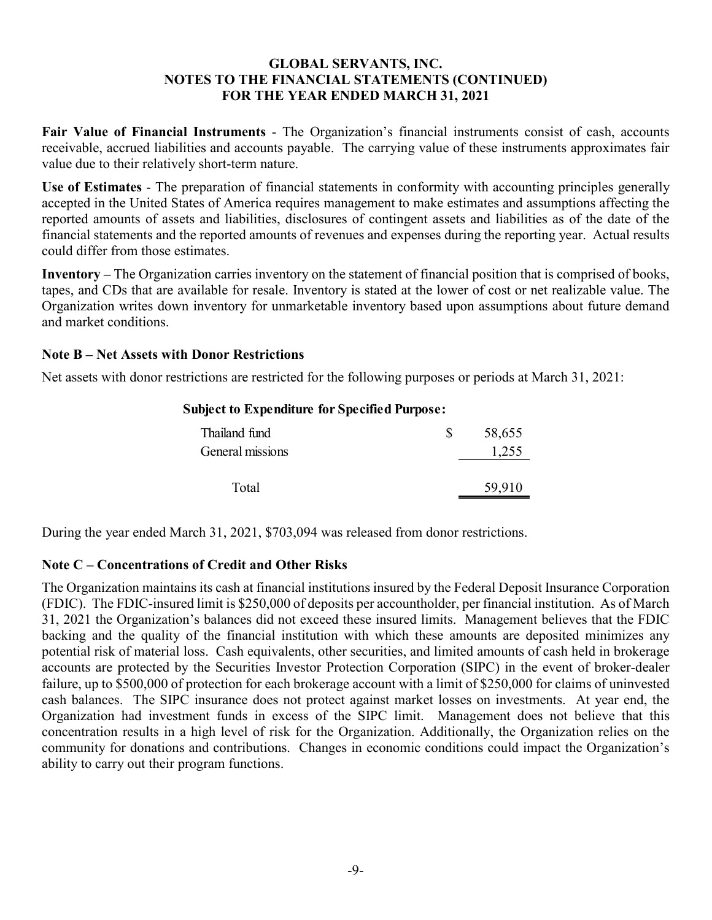# GLOBAL SERVANTS, INC.
## NOTES TO THE FINANCIAL STATEMENTS (CONTINUED)
## FOR THE YEAR ENDED MARCH 31, 2021

**Fair Value of Financial Instruments** - The Organization's financial instruments consist of cash, accounts receivable, accrued liabilities and accounts payable. The carrying value of these instruments approximates fair value due to their relatively short-term nature.

**Use of Estimates** - The preparation of financial statements in conformity with accounting principles generally accepted in the United States of America requires management to make estimates and assumptions affecting the reported amounts of assets and liabilities, disclosures of contingent assets and liabilities as of the date of the financial statements and the reported amounts of revenues and expenses during the reporting year. Actual results could differ from those estimates.

**Inventory –** The Organization carries inventory on the statement of financial position that is comprised of books, tapes, and CDs that are available for resale. Inventory is stated at the lower of cost or net realizable value. The Organization writes down inventory for unmarketable inventory based upon assumptions about future demand and market conditions.

### Note B – Net Assets with Donor Restrictions

Net assets with donor restrictions are restricted for the following purposes or periods at March 31, 2021:

| **Subject to Expenditure for Specified Purpose:** | |
|---|---|
| Thailand fund | $ 58,655 |
| General missions | 1,255 |
| Total | 59,910 |

During the year ended March 31, 2021, $703,094 was released from donor restrictions.

### Note C – Concentrations of Credit and Other Risks

The Organization maintains its cash at financial institutions insured by the Federal Deposit Insurance Corporation (FDIC). The FDIC-insured limit is $250,000 of deposits per accountholder, per financial institution. As of March 31, 2021 the Organization's balances did not exceed these insured limits. Management believes that the FDIC backing and the quality of the financial institution with which these amounts are deposited minimizes any potential risk of material loss. Cash equivalents, other securities, and limited amounts of cash held in brokerage accounts are protected by the Securities Investor Protection Corporation (SIPC) in the event of broker-dealer failure, up to $500,000 of protection for each brokerage account with a limit of $250,000 for claims of uninvested cash balances. The SIPC insurance does not protect against market losses on investments. At year end, the Organization had investment funds in excess of the SIPC limit. Management does not believe that this concentration results in a high level of risk for the Organization. Additionally, the Organization relies on the community for donations and contributions. Changes in economic conditions could impact the Organization's ability to carry out their program functions.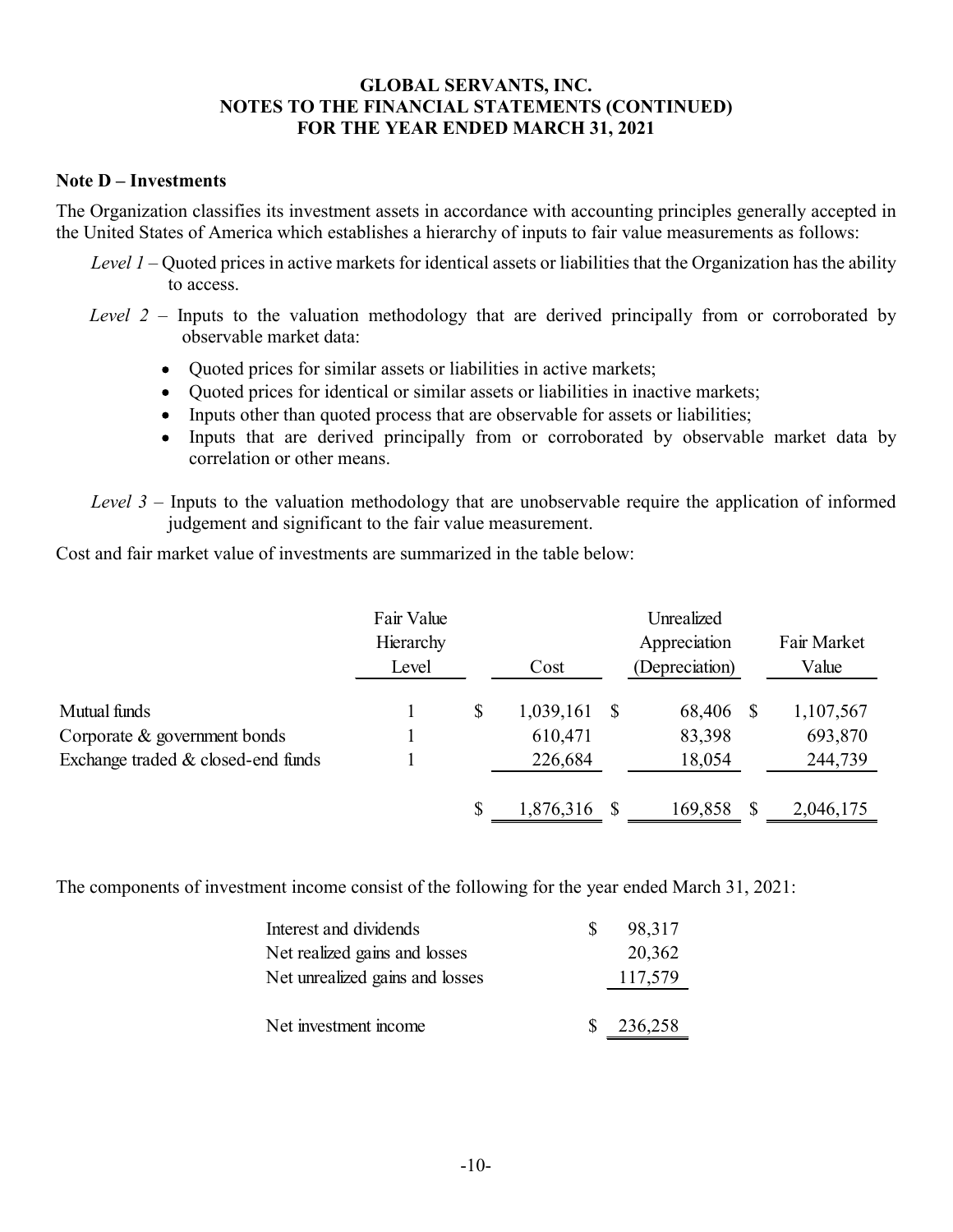**GLOBAL SERVANTS, INC.**
**NOTES TO THE FINANCIAL STATEMENTS (CONTINUED)**
**FOR THE YEAR ENDED MARCH 31, 2021**

**Note D – Investments**

The Organization classifies its investment assets in accordance with accounting principles generally accepted in the United States of America which establishes a hierarchy of inputs to fair value measurements as follows:

*Level 1* – Quoted prices in active markets for identical assets or liabilities that the Organization has the ability to access.

*Level 2* – Inputs to the valuation methodology that are derived principally from or corroborated by observable market data:

- Quoted prices for similar assets or liabilities in active markets;
- Quoted prices for identical or similar assets or liabilities in inactive markets;
- Inputs other than quoted process that are observable for assets or liabilities;
- Inputs that are derived principally from or corroborated by observable market data by correlation or other means.

*Level 3* – Inputs to the valuation methodology that are unobservable require the application of informed judgement and significant to the fair value measurement.

Cost and fair market value of investments are summarized in the table below:

| | Fair Value Hierarchy Level | Cost | Unrealized Appreciation (Depreciation) | Fair Market Value |
|---|---|---|---|---|
| Mutual funds | 1 | $ 1,039,161 | $ 68,406 | $ 1,107,567 |
| Corporate & government bonds | 1 | 610,471 | 83,398 | 693,870 |
| Exchange traded & closed-end funds | 1 | 226,684 | 18,054 | 244,739 |
| | | $ 1,876,316 | $ 169,858 | $ 2,046,175 |

The components of investment income consist of the following for the year ended March 31, 2021:

| | |
|---|---|
| Interest and dividends | $ 98,317 |
| Net realized gains and losses | 20,362 |
| Net unrealized gains and losses | 117,579 |
| Net investment income | $ 236,258 |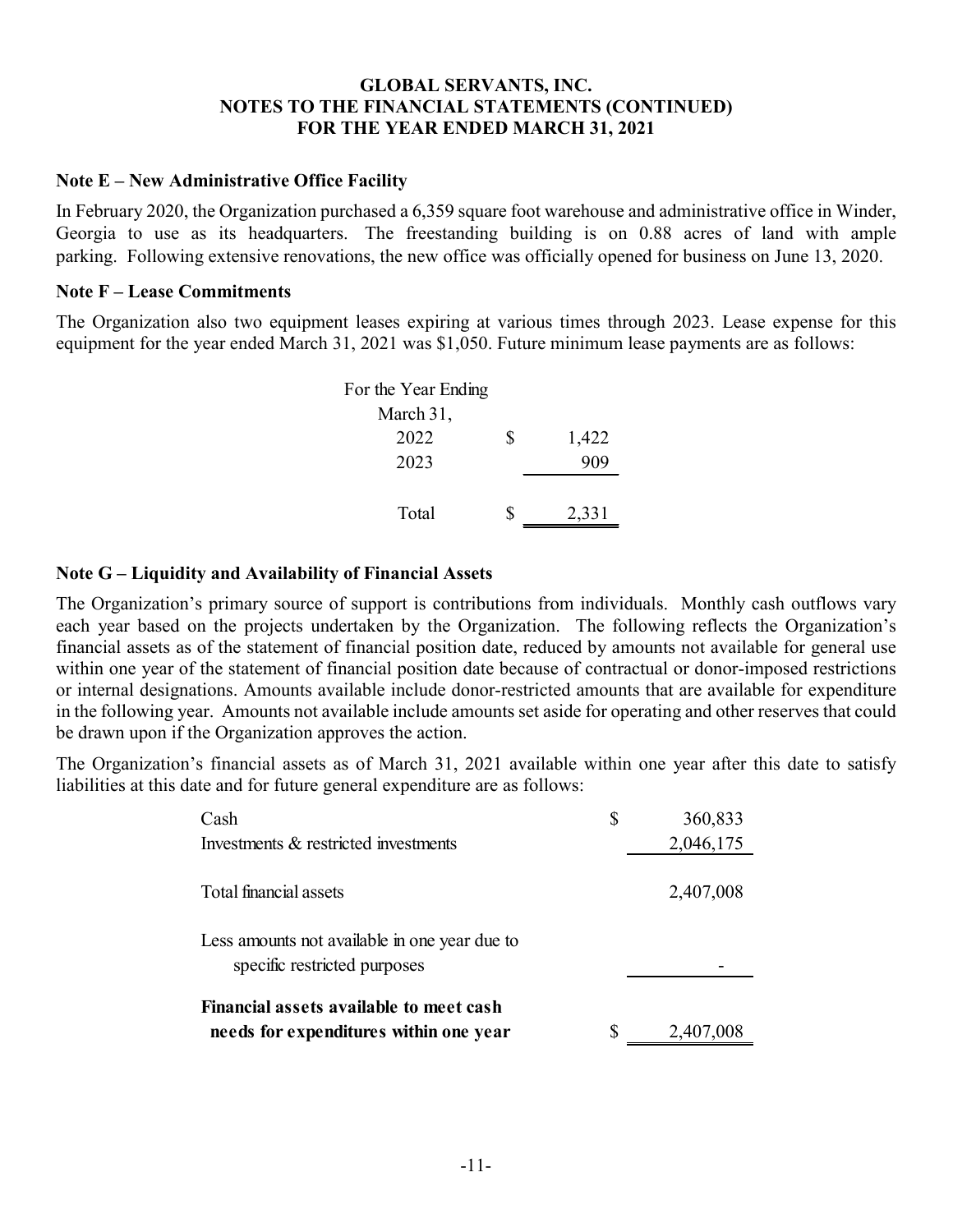# GLOBAL SERVANTS, INC.
## NOTES TO THE FINANCIAL STATEMENTS (CONTINUED)
## FOR THE YEAR ENDED MARCH 31, 2021

### Note E – New Administrative Office Facility

In February 2020, the Organization purchased a 6,359 square foot warehouse and administrative office in Winder, Georgia to use as its headquarters. The freestanding building is on 0.88 acres of land with ample parking. Following extensive renovations, the new office was officially opened for business on June 13, 2020.

### Note F – Lease Commitments

The Organization also two equipment leases expiring at various times through 2023. Lease expense for this equipment for the year ended March 31, 2021 was $1,050. Future minimum lease payments are as follows:

| For the Year Ending March 31, | |
|---|---|
| 2022 | $ 1,422 |
| 2023 | 909 |
| Total | $ 2,331 |

### Note G – Liquidity and Availability of Financial Assets

The Organization's primary source of support is contributions from individuals. Monthly cash outflows vary each year based on the projects undertaken by the Organization. The following reflects the Organization's financial assets as of the statement of financial position date, reduced by amounts not available for general use within one year of the statement of financial position date because of contractual or donor-imposed restrictions or internal designations. Amounts available include donor-restricted amounts that are available for expenditure in the following year. Amounts not available include amounts set aside for operating and other reserves that could be drawn upon if the Organization approves the action.

The Organization's financial assets as of March 31, 2021 available within one year after this date to satisfy liabilities at this date and for future general expenditure are as follows:

| | |
|---|---|
| Cash | $ 360,833 |
| Investments & restricted investments | 2,046,175 |
| Total financial assets | 2,407,008 |
| Less amounts not available in one year due to specific restricted purposes | - |
| **Financial assets available to meet cash needs for expenditures within one year** | $ 2,407,008 |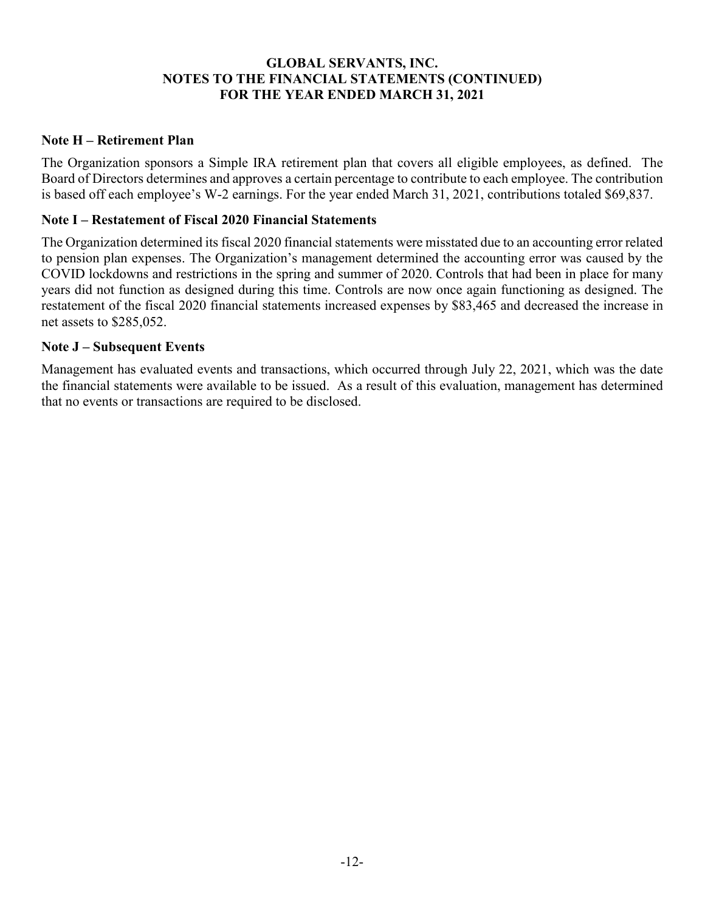# GLOBAL SERVANTS, INC.
## NOTES TO THE FINANCIAL STATEMENTS (CONTINUED)
## FOR THE YEAR ENDED MARCH 31, 2021

### Note H – Retirement Plan

The Organization sponsors a Simple IRA retirement plan that covers all eligible employees, as defined. The Board of Directors determines and approves a certain percentage to contribute to each employee. The contribution is based off each employee's W-2 earnings. For the year ended March 31, 2021, contributions totaled $69,837.

### Note I – Restatement of Fiscal 2020 Financial Statements

The Organization determined its fiscal 2020 financial statements were misstated due to an accounting error related to pension plan expenses. The Organization's management determined the accounting error was caused by the COVID lockdowns and restrictions in the spring and summer of 2020. Controls that had been in place for many years did not function as designed during this time. Controls are now once again functioning as designed. The restatement of the fiscal 2020 financial statements increased expenses by $83,465 and decreased the increase in net assets to $285,052.

### Note J – Subsequent Events

Management has evaluated events and transactions, which occurred through July 22, 2021, which was the date the financial statements were available to be issued. As a result of this evaluation, management has determined that no events or transactions are required to be disclosed.